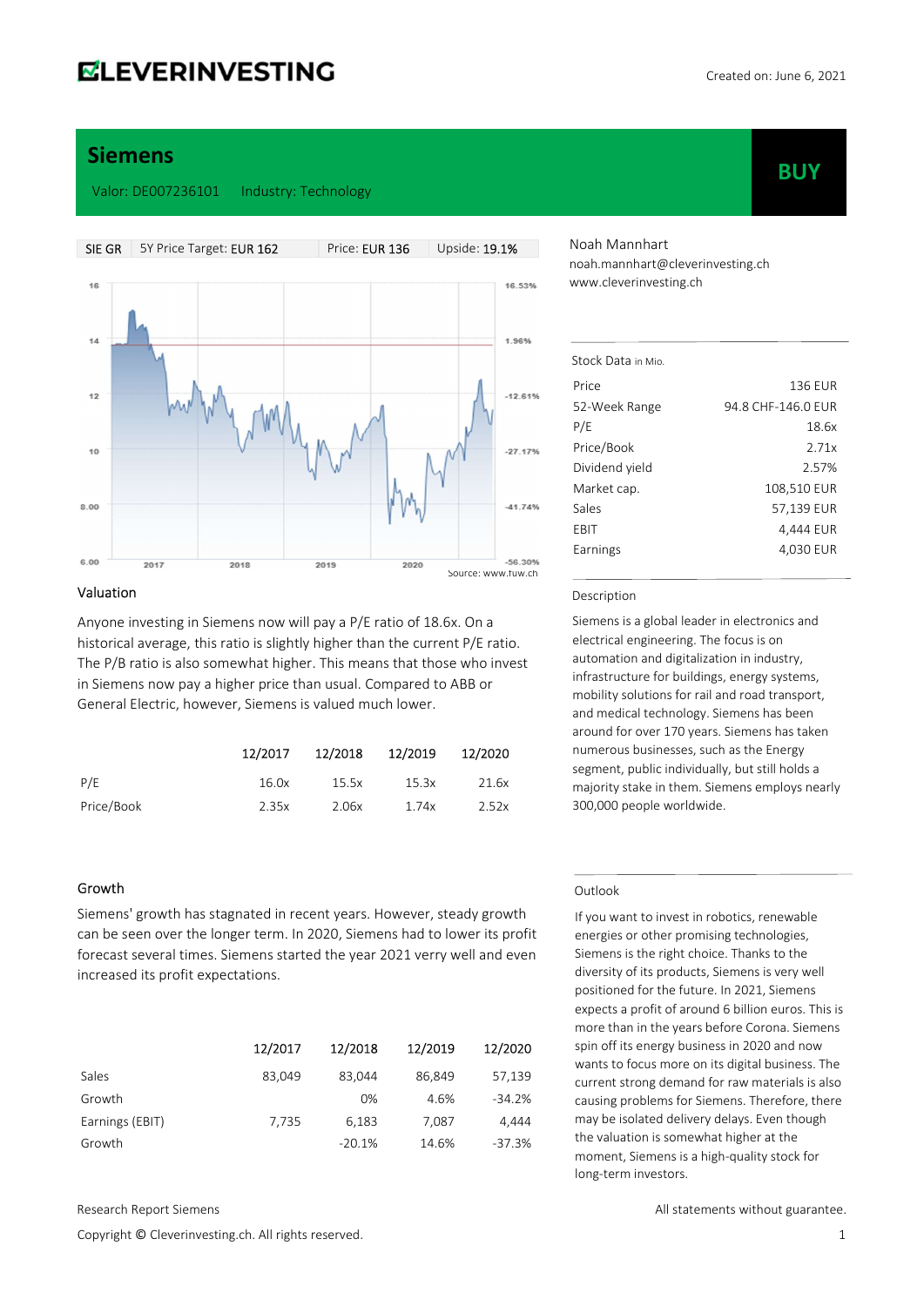**CLEVERINVESTING**

Created on: June 6, 2021

# Siemens

Valor: DE007236101 Industry: Technology

**BUY**

| SIE GR | 5Y Price Target: EUR 162 | Price: EUR 136 | Upside: 19.1% |
|---|---|---|---|

Source: www.fuw.ch

Noah Mannhart
noah.mannhart@cleverinvesting.ch
www.cleverinvesting.ch

### Stock Data in Mio.

| | |
|---|---|
| Price | 136 EUR |
| 52-Week Range | 94.8 CHF-146.0 EUR |
| P/E | 18.6x |
| Price/Book | 2.71x |
| Dividend yield | 2.57% |
| Market cap. | 108,510 EUR |
| Sales | 57,139 EUR |
| EBIT | 4,444 EUR |
| Earnings | 4,030 EUR |

### Description

Siemens is a global leader in electronics and electrical engineering. The focus is on automation and digitalization in industry, infrastructure for buildings, energy systems, mobility solutions for rail and road transport, and medical technology. Siemens has been around for over 170 years. Siemens has taken numerous businesses, such as the Energy segment, public individually, but still holds a majority stake in them. Siemens employs nearly 300,000 people worldwide.

## Valuation

Anyone investing in Siemens now will pay a P/E ratio of 18.6x. On a historical average, this ratio is slightly higher than the current P/E ratio. The P/B ratio is also somewhat higher. This means that those who invest in Siemens now pay a higher price than usual. Compared to ABB or General Electric, however, Siemens is valued much lower.

| | 12/2017 | 12/2018 | 12/2019 | 12/2020 |
|---|---|---|---|---|
| P/E | 16.0x | 15.5x | 15.3x | 21.6x |
| Price/Book | 2.35x | 2.06x | 1.74x | 2.52x |

## Growth

Siemens' growth has stagnated in recent years. However, steady growth can be seen over the longer term. In 2020, Siemens had to lower its profit forecast several times. Siemens started the year 2021 verry well and even increased its profit expectations.

| | 12/2017 | 12/2018 | 12/2019 | 12/2020 |
|---|---|---|---|---|
| Sales | 83,049 | 83,044 | 86,849 | 57,139 |
| Growth | | 0% | 4.6% | -34.2% |
| Earnings (EBIT) | 7,735 | 6,183 | 7,087 | 4,444 |
| Growth | | -20.1% | 14.6% | -37.3% |

## Outlook

If you want to invest in robotics, renewable energies or other promising technologies, Siemens is the right choice. Thanks to the diversity of its products, Siemens is very well positioned for the future. In 2021, Siemens expects a profit of around 6 billion euros. This is more than in the years before Corona. Siemens spin off its energy business in 2020 and now wants to focus more on its digital business. The current strong demand for raw materials is also causing problems for Siemens. Therefore, there may be isolated delivery delays. Even though the valuation is somewhat higher at the moment, Siemens is a high-quality stock for long-term investors.

Research Report Siemens

All statements without guarantee.

Copyright © Cleverinvesting.ch. All rights reserved.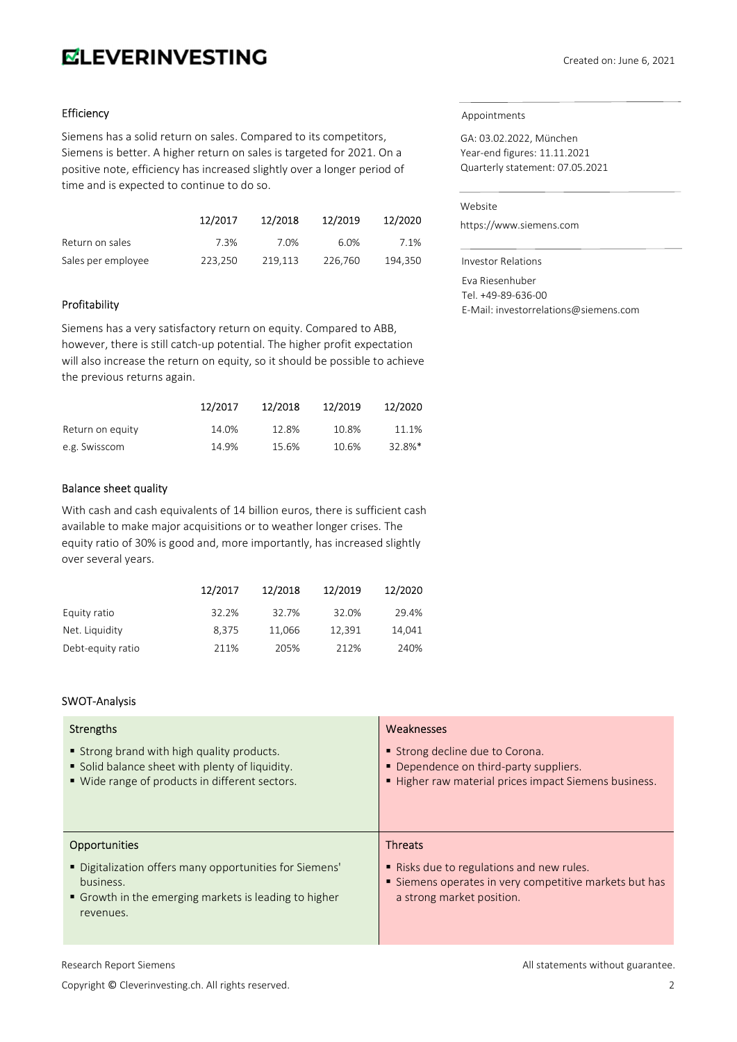## Efficiency

Siemens has a solid return on sales. Compared to its competitors, Siemens is better. A higher return on sales is targeted for 2021. On a positive note, efficiency has increased slightly over a longer period of time and is expected to continue to do so.

| | 12/2017 | 12/2018 | 12/2019 | 12/2020 |
|---|---|---|---|---|
| Return on sales | 7.3% | 7.0% | 6.0% | 7.1% |
| Sales per employee | 223,250 | 219,113 | 226,760 | 194,350 |

## Profitability

Siemens has a very satisfactory return on equity. Compared to ABB, however, there is still catch-up potential. The higher profit expectation will also increase the return on equity, so it should be possible to achieve the previous returns again.

| | 12/2017 | 12/2018 | 12/2019 | 12/2020 |
|---|---|---|---|---|
| Return on equity | 14.0% | 12.8% | 10.8% | 11.1% |
| e.g. Swisscom | 14.9% | 15.6% | 10.6% | 32.8%* |

## Balance sheet quality

With cash and cash equivalents of 14 billion euros, there is sufficient cash available to make major acquisitions or to weather longer crises. The equity ratio of 30% is good and, more importantly, has increased slightly over several years.

| | 12/2017 | 12/2018 | 12/2019 | 12/2020 |
|---|---|---|---|---|
| Equity ratio | 32.2% | 32.7% | 32.0% | 29.4% |
| Net. Liquidity | 8,375 | 11,066 | 12,391 | 14,041 |
| Debt-equity ratio | 211% | 205% | 212% | 240% |

## SWOT-Analysis

| Strengths | Weaknesses |
|---|---|
| ▪ Strong brand with high quality products.<br>▪ Solid balance sheet with plenty of liquidity.<br>▪ Wide range of products in different sectors. | ▪ Strong decline due to Corona.<br>▪ Dependence on third-party suppliers.<br>▪ Higher raw material prices impact Siemens business. |
| **Opportunities** | **Threats** |
| ▪ Digitalization offers many opportunities for Siemens' business.<br>▪ Growth in the emerging markets is leading to higher revenues. | ▪ Risks due to regulations and new rules.<br>▪ Siemens operates in very competitive markets but has a strong market position. |

### Appointments

GA: 03.02.2022, München
Year-end figures: 11.11.2021
Quarterly statement: 07.05.2021

### Website

https://www.siemens.com

### Investor Relations

Eva Riesenhuber
Tel. +49-89-636-00
E-Mail: investorrelations@siemens.com

Research Report Siemens

All statements without guarantee.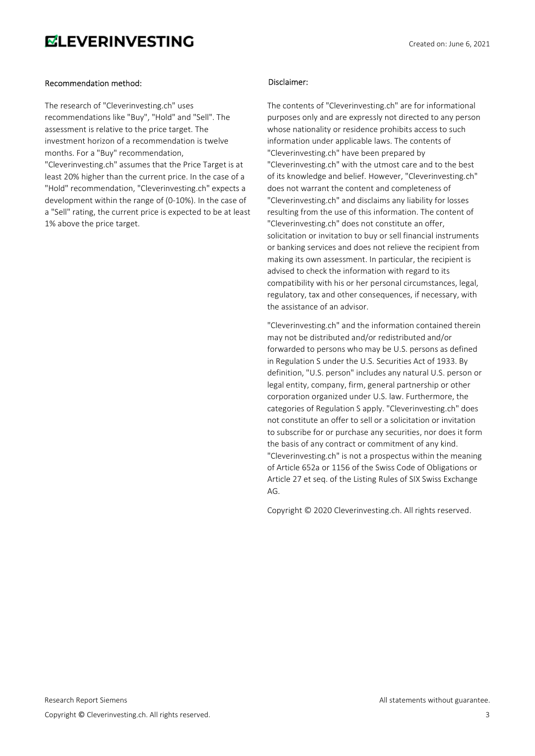## Recommendation method:

The research of "Cleverinvesting.ch" uses recommendations like "Buy", "Hold" and "Sell". The assessment is relative to the price target. The investment horizon of a recommendation is twelve months. For a "Buy" recommendation, "Cleverinvesting.ch" assumes that the Price Target is at least 20% higher than the current price. In the case of a "Hold" recommendation, "Cleverinvesting.ch" expects a development within the range of (0-10%). In the case of a "Sell" rating, the current price is expected to be at least 1% above the price target.

## Disclaimer:

The contents of "Cleverinvesting.ch" are for informational purposes only and are expressly not directed to any person whose nationality or residence prohibits access to such information under applicable laws. The contents of "Cleverinvesting.ch" have been prepared by "Cleverinvesting.ch" with the utmost care and to the best of its knowledge and belief. However, "Cleverinvesting.ch" does not warrant the content and completeness of "Cleverinvesting.ch" and disclaims any liability for losses resulting from the use of this information. The content of "Cleverinvesting.ch" does not constitute an offer, solicitation or invitation to buy or sell financial instruments or banking services and does not relieve the recipient from making its own assessment. In particular, the recipient is advised to check the information with regard to its compatibility with his or her personal circumstances, legal, regulatory, tax and other consequences, if necessary, with the assistance of an advisor.

"Cleverinvesting.ch" and the information contained therein may not be distributed and/or redistributed and/or forwarded to persons who may be U.S. persons as defined in Regulation S under the U.S. Securities Act of 1933. By definition, "U.S. person" includes any natural U.S. person or legal entity, company, firm, general partnership or other corporation organized under U.S. law. Furthermore, the categories of Regulation S apply. "Cleverinvesting.ch" does not constitute an offer to sell or a solicitation or invitation to subscribe for or purchase any securities, nor does it form the basis of any contract or commitment of any kind. "Cleverinvesting.ch" is not a prospectus within the meaning of Article 652a or 1156 of the Swiss Code of Obligations or Article 27 et seq. of the Listing Rules of SIX Swiss Exchange AG.

Copyright © 2020 Cleverinvesting.ch. All rights reserved.